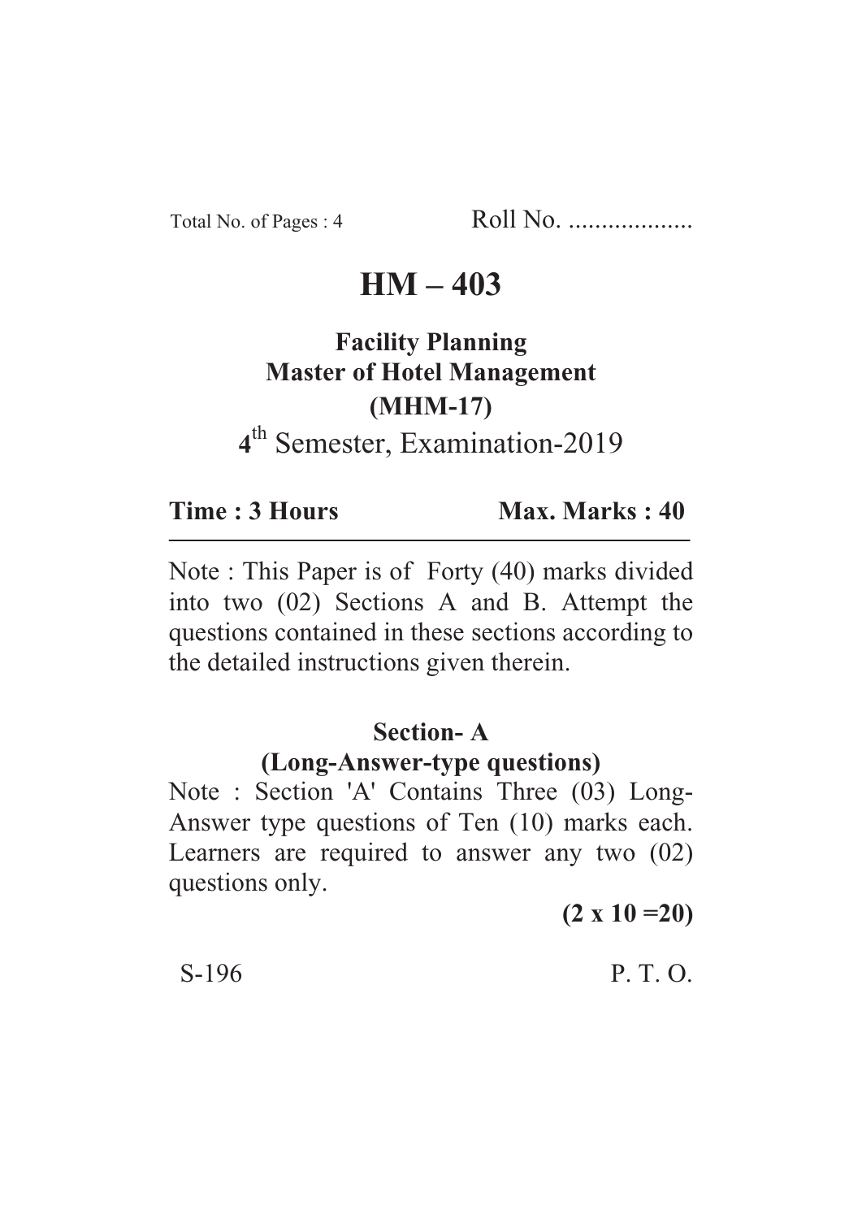Total No. of Pages : 4 &emsp; Roll No. ...................

# HM – 403

## Facility Planning
## Master of Hotel Management
## (MHM-17)

4th Semester, Examination-2019

**Time : 3 Hours** &emsp; **Max. Marks : 40**

---

Note : This Paper is of Forty (40) marks divided into two (02) Sections A and B. Attempt the questions contained in these sections according to the detailed instructions given therein.

### Section- A
### (Long-Answer-type questions)

Note : Section 'A' Contains Three (03) Long-Answer type questions of Ten (10) marks each. Learners are required to answer any two (02) questions only.

**(2 x 10 =20)**

S-196 &emsp; P. T. O.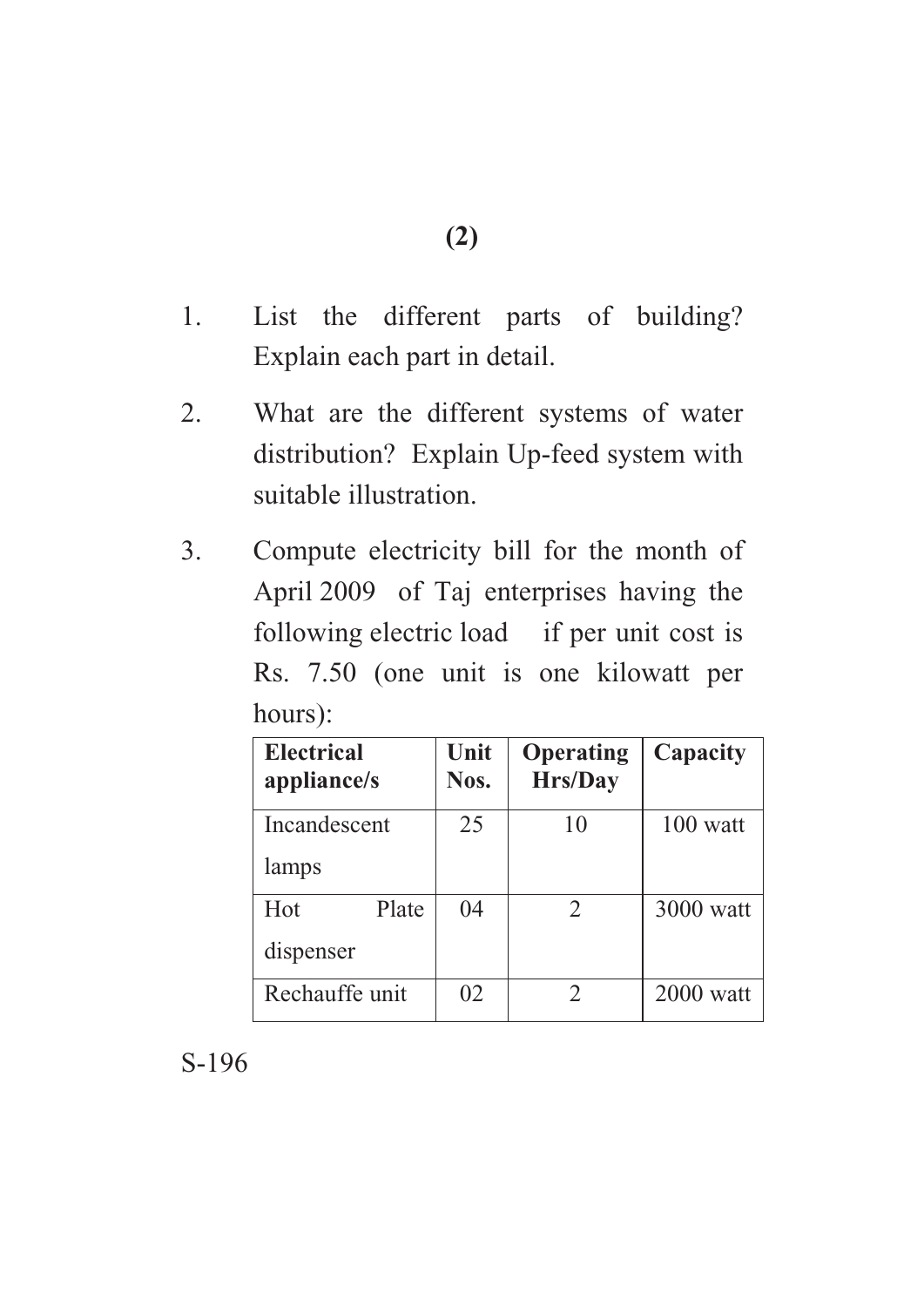1. List the different parts of building? Explain each part in detail.

2. What are the different systems of water distribution? Explain Up-feed system with suitable illustration.

3. Compute electricity bill for the month of April 2009 of Taj enterprises having the following electric load if per unit cost is Rs. 7.50 (one unit is one kilowatt per hours):

| **Electrical appliance/s** | **Unit Nos.** | **Operating Hrs/Day** | **Capacity** |
|---|---|---|---|
| Incandescent lamps | 25 | 10 | 100 watt |
| Hot Plate dispenser | 04 | 2 | 3000 watt |
| Rechauffe unit | 02 | 2 | 2000 watt |

S-196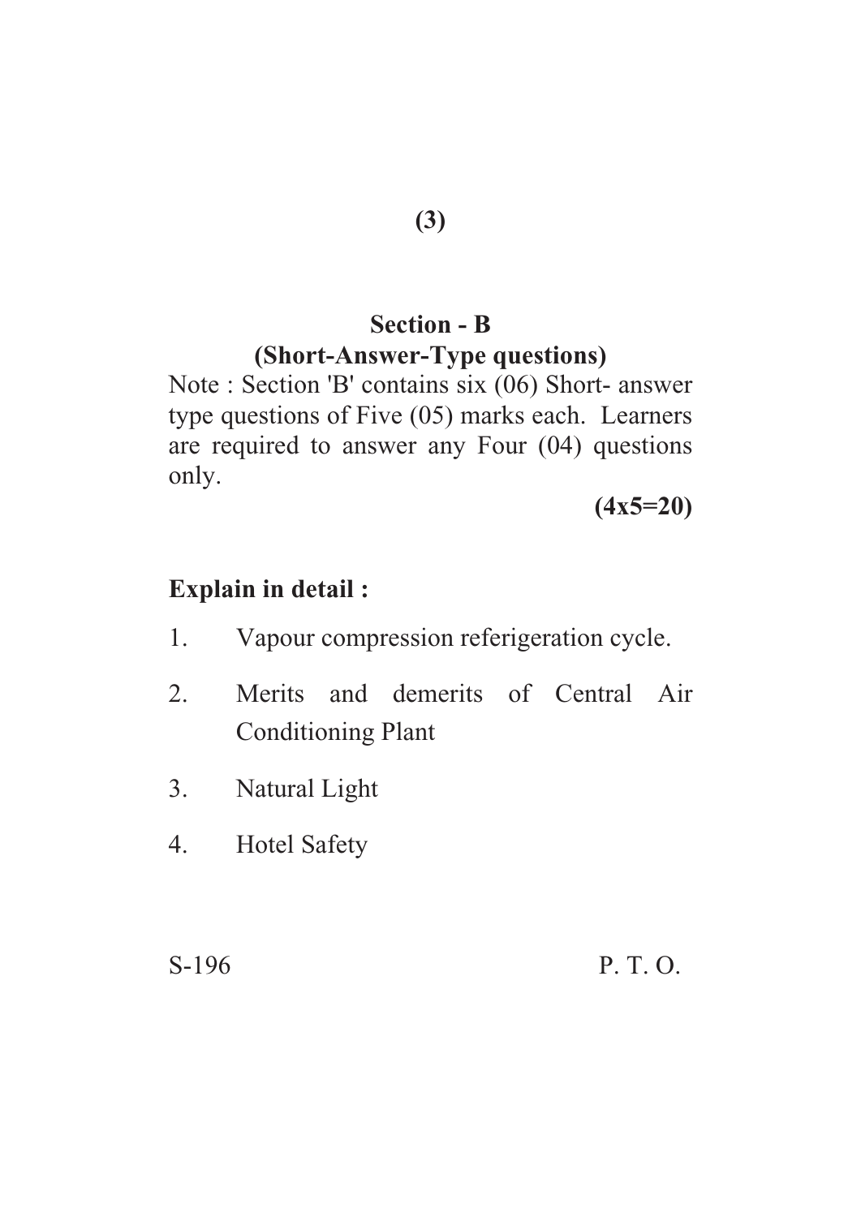## Section - B

### (Short-Answer-Type questions)

Note : Section 'B' contains six (06) Short- answer type questions of Five (05) marks each. Learners are required to answer any Four (04) questions only.

**(4x5=20)**

**Explain in detail :**

1. Vapour compression referigeration cycle.
2. Merits and demerits of Central Air Conditioning Plant
3. Natural Light
4. Hotel Safety

S-196 P. T. O.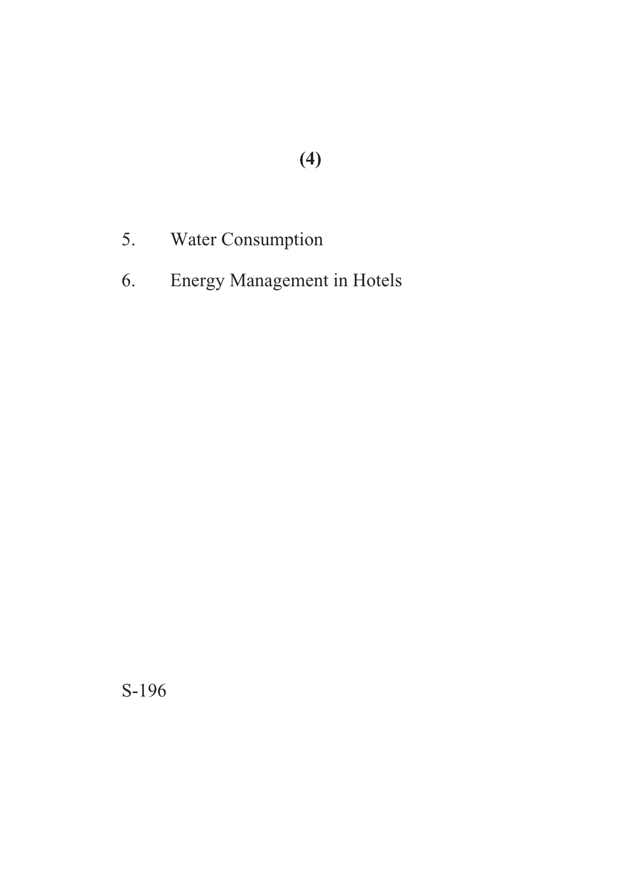5. Water Consumption
6. Energy Management in Hotels

S-196